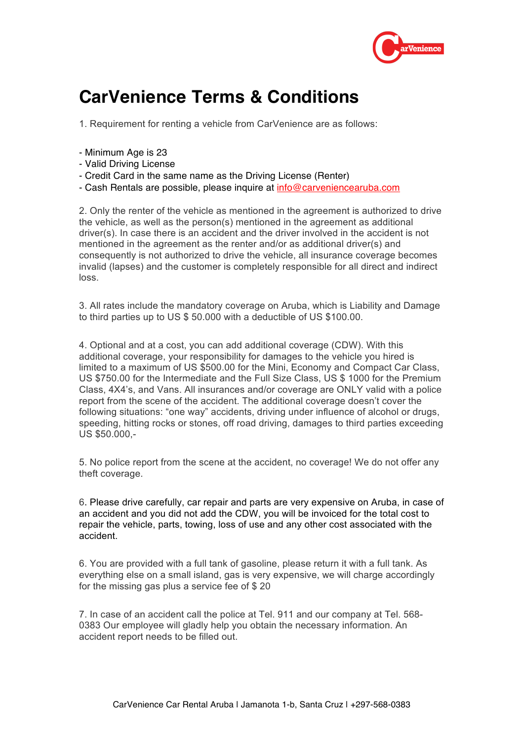# CarVenience Terms & Conditions

1. Requirement for renting a vehicle from CarVenience are as follows:

- Minimum Age is 23
- Valid Driving License
- Credit Card in the same name as the Driving License (Renter)
- Cash Rentals are possible, please inquire at info@carveniencearuba.com

2. Only the renter of the vehicle as mentioned in the agreement is authorized to drive the vehicle, as well as the person(s) mentioned in the agreement as additional driver(s). In case there is an accident and the driver involved in the accident is not mentioned in the agreement as the renter and/or as additional driver(s) and consequently is not authorized to drive the vehicle, all insurance coverage becomes invalid (lapses) and the customer is completely responsible for all direct and indirect loss.

3. All rates include the mandatory coverage on Aruba, which is Liability and Damage to third parties up to US $ 50.000 with a deductible of US $100.00.

4. Optional and at a cost, you can add additional coverage (CDW). With this additional coverage, your responsibility for damages to the vehicle you hired is limited to a maximum of US $500.00 for the Mini, Economy and Compact Car Class, US $750.00 for the Intermediate and the Full Size Class, US $ 1000 for the Premium Class, 4X4's, and Vans. All insurances and/or coverage are ONLY valid with a police report from the scene of the accident. The additional coverage doesn't cover the following situations: "one way" accidents, driving under influence of alcohol or drugs, speeding, hitting rocks or stones, off road driving, damages to third parties exceeding US $50.000,-

5. No police report from the scene at the accident, no coverage! We do not offer any theft coverage.

6. Please drive carefully, car repair and parts are very expensive on Aruba, in case of an accident and you did not add the CDW, you will be invoiced for the total cost to repair the vehicle, parts, towing, loss of use and any other cost associated with the accident.

6. You are provided with a full tank of gasoline, please return it with a full tank. As everything else on a small island, gas is very expensive, we will charge accordingly for the missing gas plus a service fee of $ 20

7. In case of an accident call the police at Tel. 911 and our company at Tel. 568-0383 Our employee will gladly help you obtain the necessary information. An accident report needs to be filled out.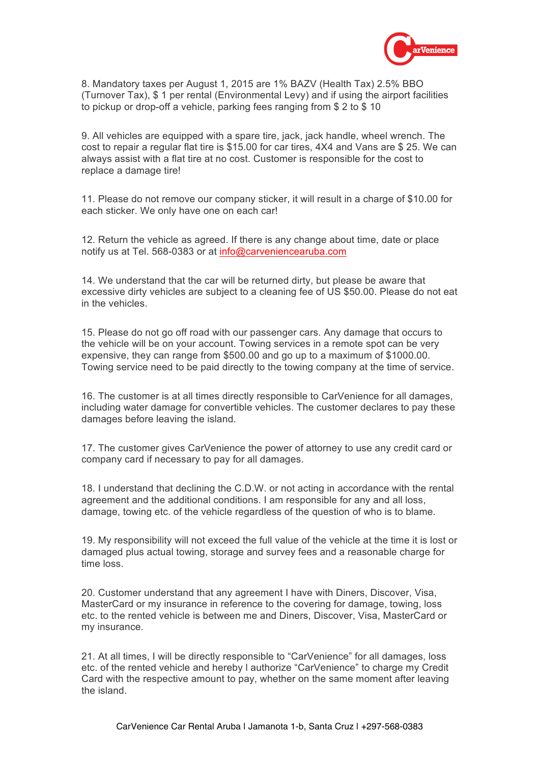8. Mandatory taxes per August 1, 2015 are 1% BAZV (Health Tax) 2.5% BBO (Turnover Tax), $ 1 per rental (Environmental Levy) and if using the airport facilities to pickup or drop-off a vehicle, parking fees ranging from $ 2 to $ 10

9. All vehicles are equipped with a spare tire, jack, jack handle, wheel wrench. The cost to repair a regular flat tire is $15.00 for car tires, 4X4 and Vans are $ 25. We can always assist with a flat tire at no cost. Customer is responsible for the cost to replace a damage tire!

11. Please do not remove our company sticker, it will result in a charge of $10.00 for each sticker. We only have one on each car!

12. Return the vehicle as agreed. If there is any change about time, date or place notify us at Tel. 568-0383 or at info@carveniencearuba.com

14. We understand that the car will be returned dirty, but please be aware that excessive dirty vehicles are subject to a cleaning fee of US $50.00. Please do not eat in the vehicles.

15. Please do not go off road with our passenger cars. Any damage that occurs to the vehicle will be on your account. Towing services in a remote spot can be very expensive, they can range from $500.00 and go up to a maximum of $1000.00. Towing service need to be paid directly to the towing company at the time of service.

16. The customer is at all times directly responsible to CarVenience for all damages, including water damage for convertible vehicles. The customer declares to pay these damages before leaving the island.

17. The customer gives CarVenience the power of attorney to use any credit card or company card if necessary to pay for all damages.

18. I understand that declining the C.D.W. or not acting in accordance with the rental agreement and the additional conditions. I am responsible for any and all loss, damage, towing etc. of the vehicle regardless of the question of who is to blame.

19. My responsibility will not exceed the full value of the vehicle at the time it is lost or damaged plus actual towing, storage and survey fees and a reasonable charge for time loss.

20. Customer understand that any agreement I have with Diners, Discover, Visa, MasterCard or my insurance in reference to the covering for damage, towing, loss etc. to the rented vehicle is between me and Diners, Discover, Visa, MasterCard or my insurance.

21. At all times, I will be directly responsible to "CarVenience" for all damages, loss etc. of the rented vehicle and hereby I authorize "CarVenience" to charge my Credit Card with the respective amount to pay, whether on the same moment after leaving the island.